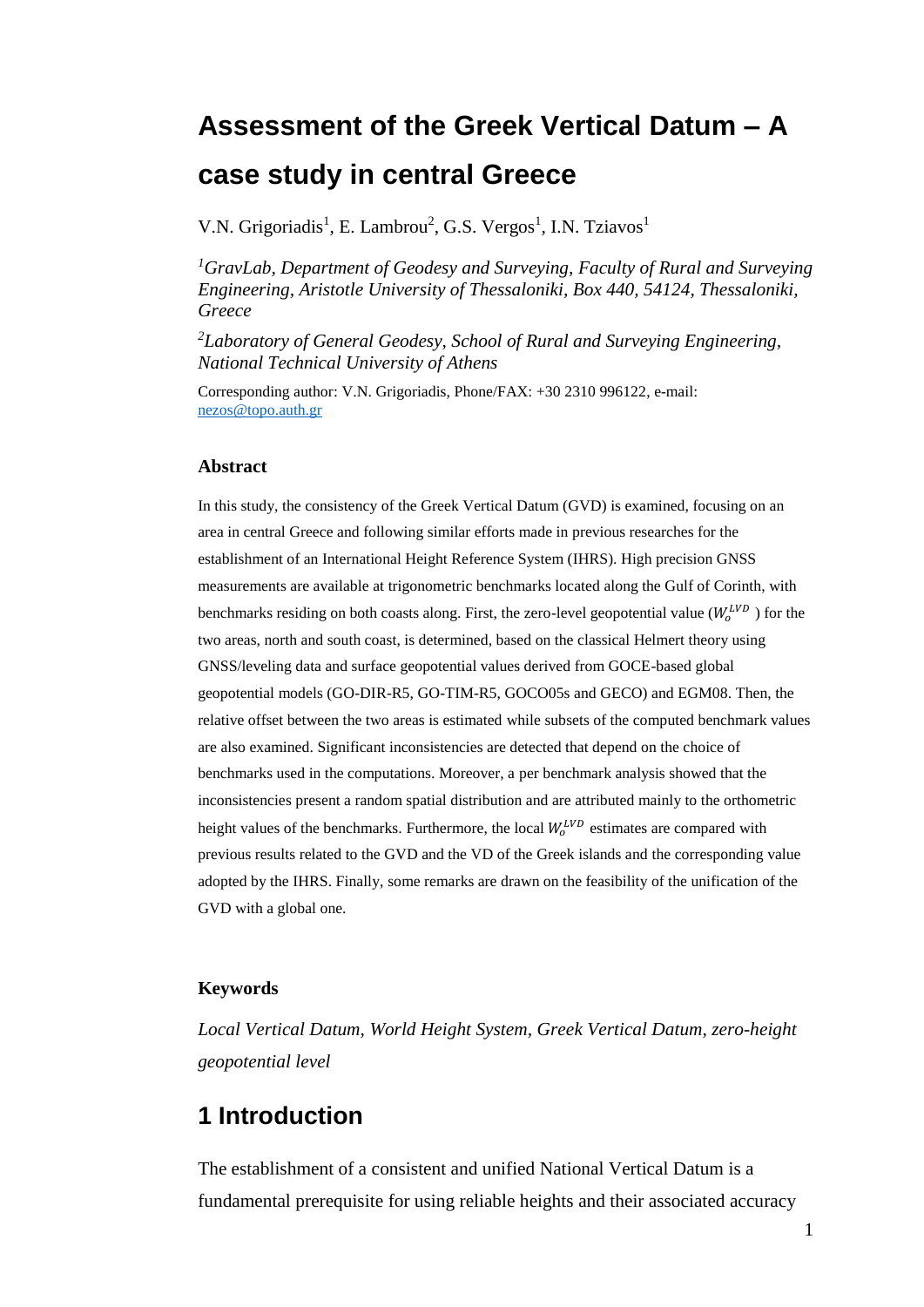# Assessment of the Greek Vertical Datum – A case study in central Greece

V.N. Grigoriadis[1], E. Lambrou[2], G.S. Vergos[1], I.N. Tziavos[1]

*[1]GravLab, Department of Geodesy and Surveying, Faculty of Rural and Surveying Engineering, Aristotle University of Thessaloniki, Box 440, 54124, Thessaloniki, Greece*

*[2]Laboratory of General Geodesy, School of Rural and Surveying Engineering, National Technical University of Athens*

Corresponding author: V.N. Grigoriadis, Phone/FAX: +30 2310 996122, e-mail: nezos@topo.auth.gr

### Abstract

In this study, the consistency of the Greek Vertical Datum (GVD) is examined, focusing on an area in central Greece and following similar efforts made in previous researches for the establishment of an International Height Reference System (IHRS). High precision GNSS measurements are available at trigonometric benchmarks located along the Gulf of Corinth, with benchmarks residing on both coasts along. First, the zero-level geopotential value ($W_o^{LVD}$ ) for the two areas, north and south coast, is determined, based on the classical Helmert theory using GNSS/leveling data and surface geopotential values derived from GOCE-based global geopotential models (GO-DIR-R5, GO-TIM-R5, GOCO05s and GECO) and EGM08. Then, the relative offset between the two areas is estimated while subsets of the computed benchmark values are also examined. Significant inconsistencies are detected that depend on the choice of benchmarks used in the computations. Moreover, a per benchmark analysis showed that the inconsistencies present a random spatial distribution and are attributed mainly to the orthometric height values of the benchmarks. Furthermore, the local $W_o^{LVD}$ estimates are compared with previous results related to the GVD and the VD of the Greek islands and the corresponding value adopted by the IHRS. Finally, some remarks are drawn on the feasibility of the unification of the GVD with a global one.

### Keywords

*Local Vertical Datum, World Height System, Greek Vertical Datum, zero-height geopotential level*

## 1 Introduction

The establishment of a consistent and unified National Vertical Datum is a fundamental prerequisite for using reliable heights and their associated accuracy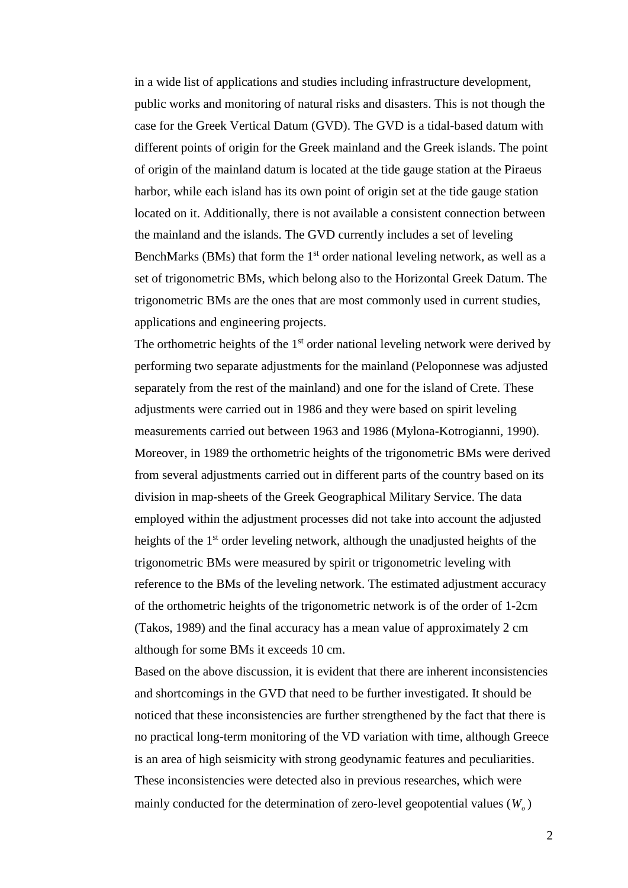in a wide list of applications and studies including infrastructure development, public works and monitoring of natural risks and disasters. This is not though the case for the Greek Vertical Datum (GVD). The GVD is a tidal-based datum with different points of origin for the Greek mainland and the Greek islands. The point of origin of the mainland datum is located at the tide gauge station at the Piraeus harbor, while each island has its own point of origin set at the tide gauge station located on it. Additionally, there is not available a consistent connection between the mainland and the islands. The GVD currently includes a set of leveling BenchMarks (BMs) that form the 1st order national leveling network, as well as a set of trigonometric BMs, which belong also to the Horizontal Greek Datum. The trigonometric BMs are the ones that are most commonly used in current studies, applications and engineering projects.

The orthometric heights of the 1st order national leveling network were derived by performing two separate adjustments for the mainland (Peloponnese was adjusted separately from the rest of the mainland) and one for the island of Crete. These adjustments were carried out in 1986 and they were based on spirit leveling measurements carried out between 1963 and 1986 (Mylona-Kotrogianni, 1990). Moreover, in 1989 the orthometric heights of the trigonometric BMs were derived from several adjustments carried out in different parts of the country based on its division in map-sheets of the Greek Geographical Military Service. The data employed within the adjustment processes did not take into account the adjusted heights of the 1st order leveling network, although the unadjusted heights of the trigonometric BMs were measured by spirit or trigonometric leveling with reference to the BMs of the leveling network. The estimated adjustment accuracy of the orthometric heights of the trigonometric network is of the order of 1-2cm (Takos, 1989) and the final accuracy has a mean value of approximately 2 cm although for some BMs it exceeds 10 cm.

Based on the above discussion, it is evident that there are inherent inconsistencies and shortcomings in the GVD that need to be further investigated. It should be noticed that these inconsistencies are further strengthened by the fact that there is no practical long-term monitoring of the VD variation with time, although Greece is an area of high seismicity with strong geodynamic features and peculiarities. These inconsistencies were detected also in previous researches, which were mainly conducted for the determination of zero-level geopotential values ($W_o$)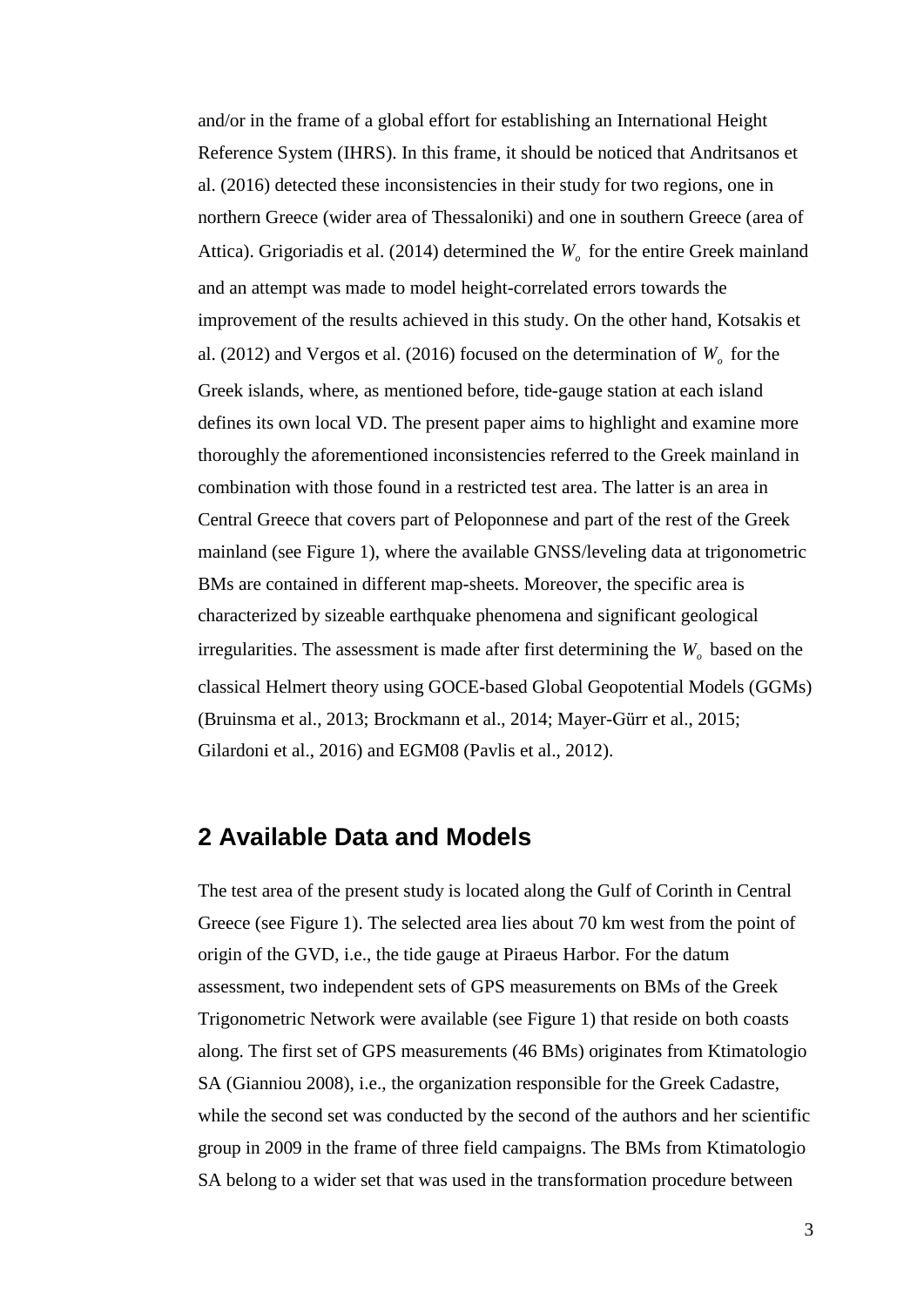and/or in the frame of a global effort for establishing an International Height Reference System (IHRS). In this frame, it should be noticed that Andritsanos et al. (2016) detected these inconsistencies in their study for two regions, one in northern Greece (wider area of Thessaloniki) and one in southern Greece (area of Attica). Grigoriadis et al. (2014) determined the $W_o$ for the entire Greek mainland and an attempt was made to model height-correlated errors towards the improvement of the results achieved in this study. On the other hand, Kotsakis et al. (2012) and Vergos et al. (2016) focused on the determination of $W_o$ for the Greek islands, where, as mentioned before, tide-gauge station at each island defines its own local VD. The present paper aims to highlight and examine more thoroughly the aforementioned inconsistencies referred to the Greek mainland in combination with those found in a restricted test area. The latter is an area in Central Greece that covers part of Peloponnese and part of the rest of the Greek mainland (see Figure 1), where the available GNSS/leveling data at trigonometric BMs are contained in different map-sheets. Moreover, the specific area is characterized by sizeable earthquake phenomena and significant geological irregularities. The assessment is made after first determining the $W_o$ based on the classical Helmert theory using GOCE-based Global Geopotential Models (GGMs) (Bruinsma et al., 2013; Brockmann et al., 2014; Mayer-Gürr et al., 2015; Gilardoni et al., 2016) and EGM08 (Pavlis et al., 2012).

## 2 Available Data and Models

The test area of the present study is located along the Gulf of Corinth in Central Greece (see Figure 1). The selected area lies about 70 km west from the point of origin of the GVD, i.e., the tide gauge at Piraeus Harbor. For the datum assessment, two independent sets of GPS measurements on BMs of the Greek Trigonometric Network were available (see Figure 1) that reside on both coasts along. The first set of GPS measurements (46 BMs) originates from Ktimatologio SA (Gianniou 2008), i.e., the organization responsible for the Greek Cadastre, while the second set was conducted by the second of the authors and her scientific group in 2009 in the frame of three field campaigns. The BMs from Ktimatologio SA belong to a wider set that was used in the transformation procedure between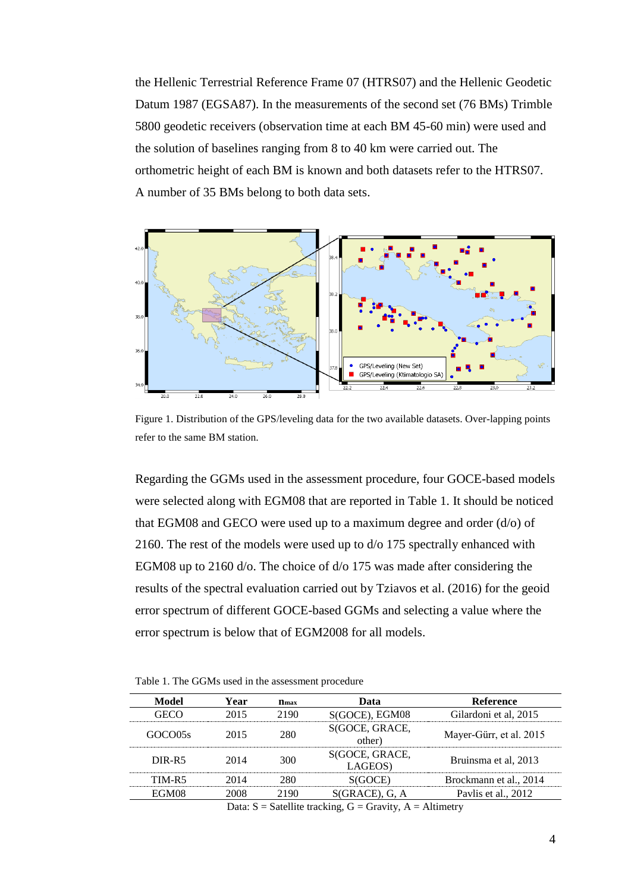the Hellenic Terrestrial Reference Frame 07 (HTRS07) and the Hellenic Geodetic Datum 1987 (EGSA87). In the measurements of the second set (76 BMs) Trimble 5800 geodetic receivers (observation time at each BM 45-60 min) were used and the solution of baselines ranging from 8 to 40 km were carried out. The orthometric height of each BM is known and both datasets refer to the HTRS07. A number of 35 BMs belong to both data sets.

Figure 1. Distribution of the GPS/leveling data for the two available datasets. Over-lapping points refer to the same BM station.

Regarding the GGMs used in the assessment procedure, four GOCE-based models were selected along with EGM08 that are reported in Table 1. It should be noticed that EGM08 and GECO were used up to a maximum degree and order (d/o) of 2160. The rest of the models were used up to d/o 175 spectrally enhanced with EGM08 up to 2160 d/o. The choice of d/o 175 was made after considering the results of the spectral evaluation carried out by Tziavos et al. (2016) for the geoid error spectrum of different GOCE-based GGMs and selecting a value where the error spectrum is below that of EGM2008 for all models.

Table 1. The GGMs used in the assessment procedure

| Model | Year | $n_{max}$ | Data | Reference |
|---|---|---|---|---|
| GECO | 2015 | 2190 | S(GOCE), EGM08 | Gilardoni et al, 2015 |
| GOCO05s | 2015 | 280 | S(GOCE, GRACE, other) | Mayer-Gürr, et al. 2015 |
| DIR-R5 | 2014 | 300 | S(GOCE, GRACE, LAGEOS) | Bruinsma et al, 2013 |
| TIM-R5 | 2014 | 280 | S(GOCE) | Brockmann et al., 2014 |
| EGM08 | 2008 | 2190 | S(GRACE), G, A | Pavlis et al., 2012 |

Data: S = Satellite tracking, G = Gravity, A = Altimetry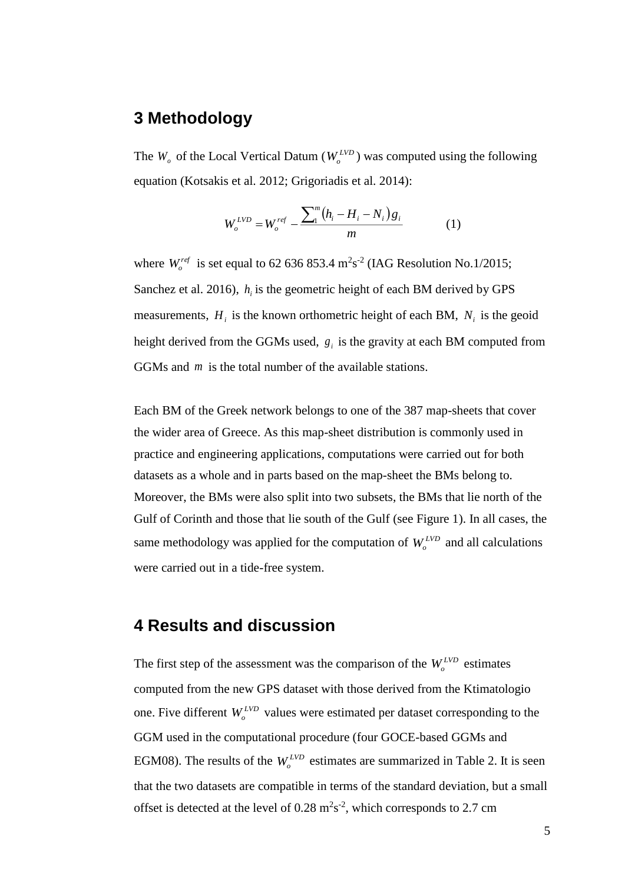## 3 Methodology

The $W_o$ of the Local Vertical Datum ($W_o^{LVD}$) was computed using the following equation (Kotsakis et al. 2012; Grigoriadis et al. 2014):

$$W_o^{LVD} = W_o^{ref} - \frac{\sum_1^m \left(h_i - H_i - N_i\right) g_i}{m} \qquad (1)$$

where $W_o^{ref}$ is set equal to 62 636 853.4 $m^2s^{-2}$ (IAG Resolution No.1/2015; Sanchez et al. 2016), $h_i$ is the geometric height of each BM derived by GPS measurements, $H_i$ is the known orthometric height of each BM, $N_i$ is the geoid height derived from the GGMs used, $g_i$ is the gravity at each BM computed from GGMs and $m$ is the total number of the available stations.

Each BM of the Greek network belongs to one of the 387 map-sheets that cover the wider area of Greece. As this map-sheet distribution is commonly used in practice and engineering applications, computations were carried out for both datasets as a whole and in parts based on the map-sheet the BMs belong to. Moreover, the BMs were also split into two subsets, the BMs that lie north of the Gulf of Corinth and those that lie south of the Gulf (see Figure 1). In all cases, the same methodology was applied for the computation of $W_o^{LVD}$ and all calculations were carried out in a tide-free system.

## 4 Results and discussion

The first step of the assessment was the comparison of the $W_o^{LVD}$ estimates computed from the new GPS dataset with those derived from the Ktimatologio one. Five different $W_o^{LVD}$ values were estimated per dataset corresponding to the GGM used in the computational procedure (four GOCE-based GGMs and EGM08). The results of the $W_o^{LVD}$ estimates are summarized in Table 2. It is seen that the two datasets are compatible in terms of the standard deviation, but a small offset is detected at the level of 0.28 $m^2s^{-2}$, which corresponds to 2.7 cm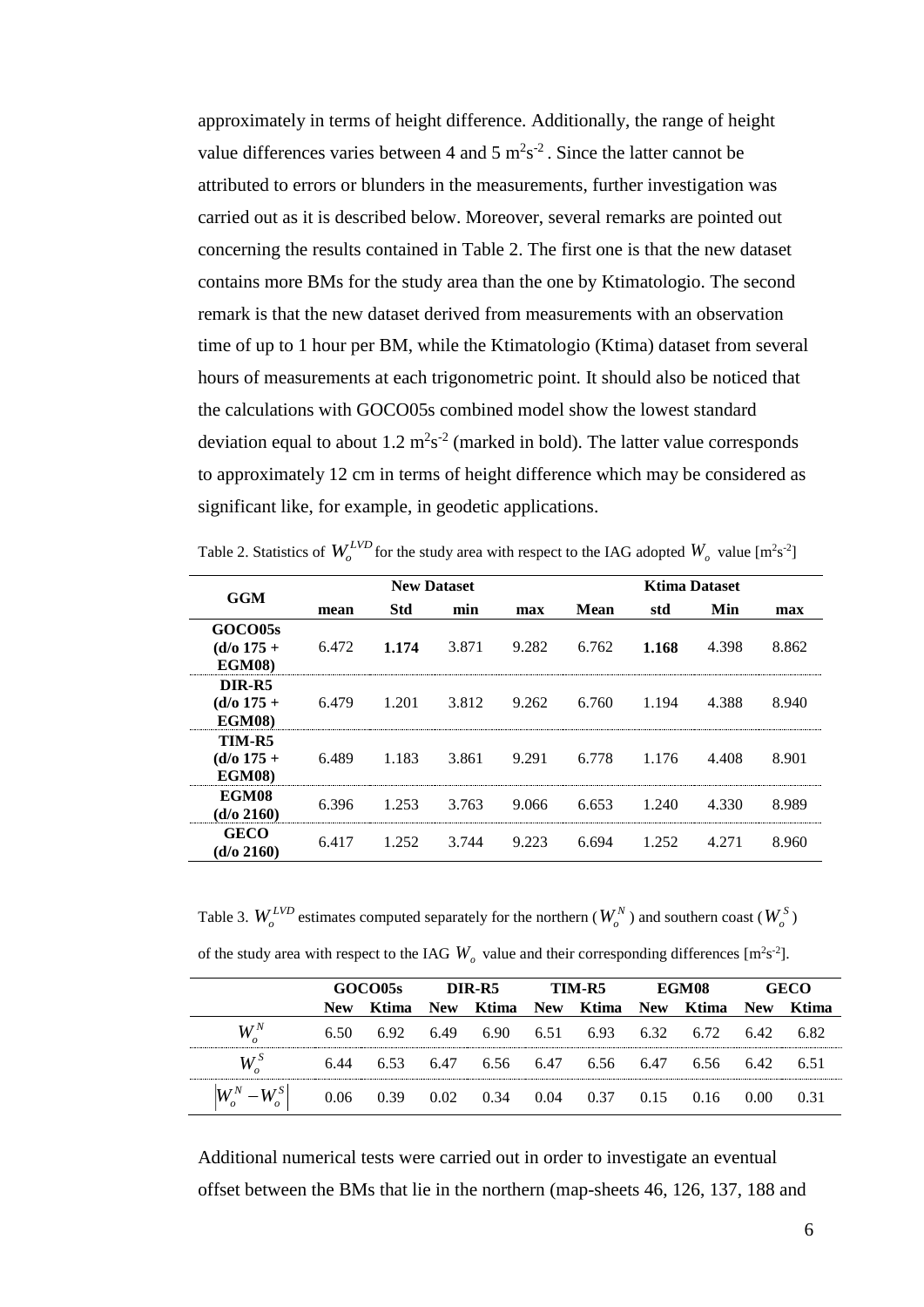approximately in terms of height difference. Additionally, the range of height value differences varies between 4 and 5 $m^2s^{-2}$ . Since the latter cannot be attributed to errors or blunders in the measurements, further investigation was carried out as it is described below. Moreover, several remarks are pointed out concerning the results contained in Table 2. The first one is that the new dataset contains more BMs for the study area than the one by Ktimatologio. The second remark is that the new dataset derived from measurements with an observation time of up to 1 hour per BM, while the Ktimatologio (Ktima) dataset from several hours of measurements at each trigonometric point. It should also be noticed that the calculations with GOCO05s combined model show the lowest standard deviation equal to about 1.2 $m^2s^{-2}$ (marked in bold). The latter value corresponds to approximately 12 cm in terms of height difference which may be considered as significant like, for example, in geodetic applications.

Table 2. Statistics of $W_o^{LVD}$ for the study area with respect to the IAG adopted $W_o$ value [$m^2s^{-2}$]

| GGM | New Dataset | | | | Ktima Dataset | | | |
|---|---|---|---|---|---|---|---|---|
| | mean | Std | min | max | Mean | std | Min | max |
| **GOCO05s (d/o 175 + EGM08)** | 6.472 | **1.174** | 3.871 | 9.282 | 6.762 | **1.168** | 4.398 | 8.862 |
| **DIR-R5 (d/o 175 + EGM08)** | 6.479 | 1.201 | 3.812 | 9.262 | 6.760 | 1.194 | 4.388 | 8.940 |
| **TIM-R5 (d/o 175 + EGM08)** | 6.489 | 1.183 | 3.861 | 9.291 | 6.778 | 1.176 | 4.408 | 8.901 |
| **EGM08 (d/o 2160)** | 6.396 | 1.253 | 3.763 | 9.066 | 6.653 | 1.240 | 4.330 | 8.989 |
| **GECO (d/o 2160)** | 6.417 | 1.252 | 3.744 | 9.223 | 6.694 | 1.252 | 4.271 | 8.960 |

Table 3. $W_o^{LVD}$ estimates computed separately for the northern ($W_o^N$) and southern coast ($W_o^S$) of the study area with respect to the IAG $W_o$ value and their corresponding differences [$m^2s^{-2}$].

| | GOCO05s | | DIR-R5 | | TIM-R5 | | EGM08 | | GECO | |
|---|---|---|---|---|---|---|---|---|---|---|
| | New | Ktima | New | Ktima | New | Ktima | New | Ktima | New | Ktima |
| $W_o^N$ | 6.50 | 6.92 | 6.49 | 6.90 | 6.51 | 6.93 | 6.32 | 6.72 | 6.42 | 6.82 |
| $W_o^S$ | 6.44 | 6.53 | 6.47 | 6.56 | 6.47 | 6.56 | 6.47 | 6.56 | 6.42 | 6.51 |
| $\left\|W_o^N - W_o^S\right\|$ | 0.06 | 0.39 | 0.02 | 0.34 | 0.04 | 0.37 | 0.15 | 0.16 | 0.00 | 0.31 |

Additional numerical tests were carried out in order to investigate an eventual offset between the BMs that lie in the northern (map-sheets 46, 126, 137, 188 and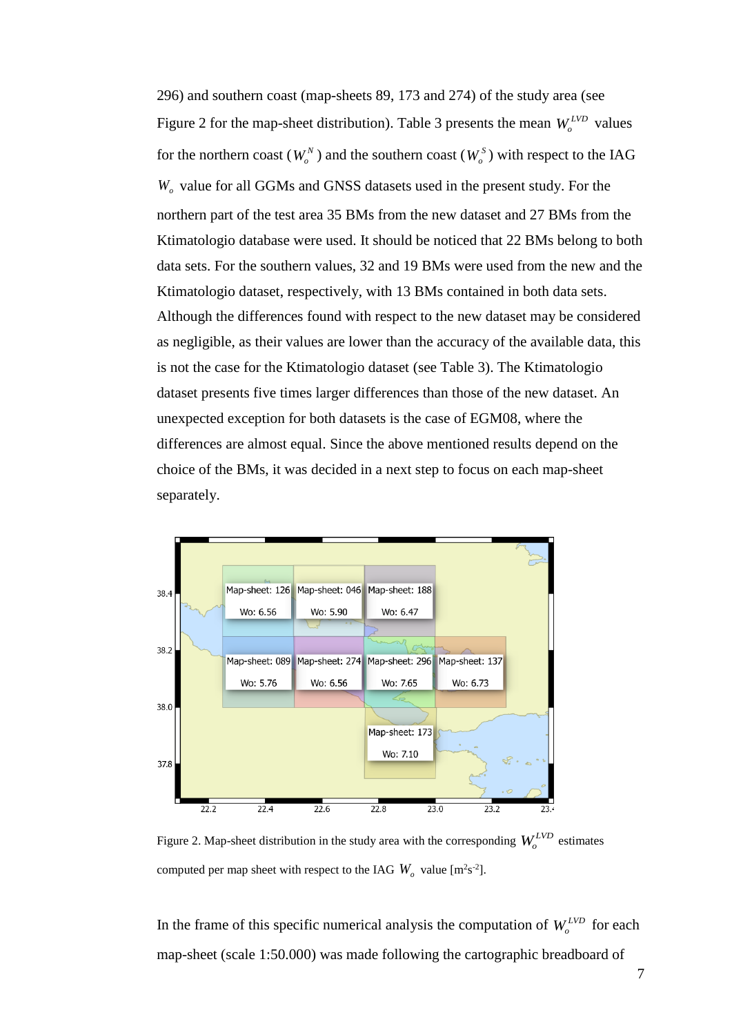296) and southern coast (map-sheets 89, 173 and 274) of the study area (see Figure 2 for the map-sheet distribution). Table 3 presents the mean $W_o^{LVD}$ values for the northern coast ($W_o^N$) and the southern coast ($W_o^S$) with respect to the IAG $W_o$ value for all GGMs and GNSS datasets used in the present study. For the northern part of the test area 35 BMs from the new dataset and 27 BMs from the Ktimatologio database were used. It should be noticed that 22 BMs belong to both data sets. For the southern values, 32 and 19 BMs were used from the new and the Ktimatologio dataset, respectively, with 13 BMs contained in both data sets. Although the differences found with respect to the new dataset may be considered as negligible, as their values are lower than the accuracy of the available data, this is not the case for the Ktimatologio dataset (see Table 3). The Ktimatologio dataset presents five times larger differences than those of the new dataset. An unexpected exception for both datasets is the case of EGM08, where the differences are almost equal. Since the above mentioned results depend on the choice of the BMs, it was decided in a next step to focus on each map-sheet separately.

Figure 2. Map-sheet distribution in the study area with the corresponding $W_o^{LVD}$ estimates computed per map sheet with respect to the IAG $W_o$ value [m$^2$s$^{-2}$].

In the frame of this specific numerical analysis the computation of $W_o^{LVD}$ for each map-sheet (scale 1:50.000) was made following the cartographic breadboard of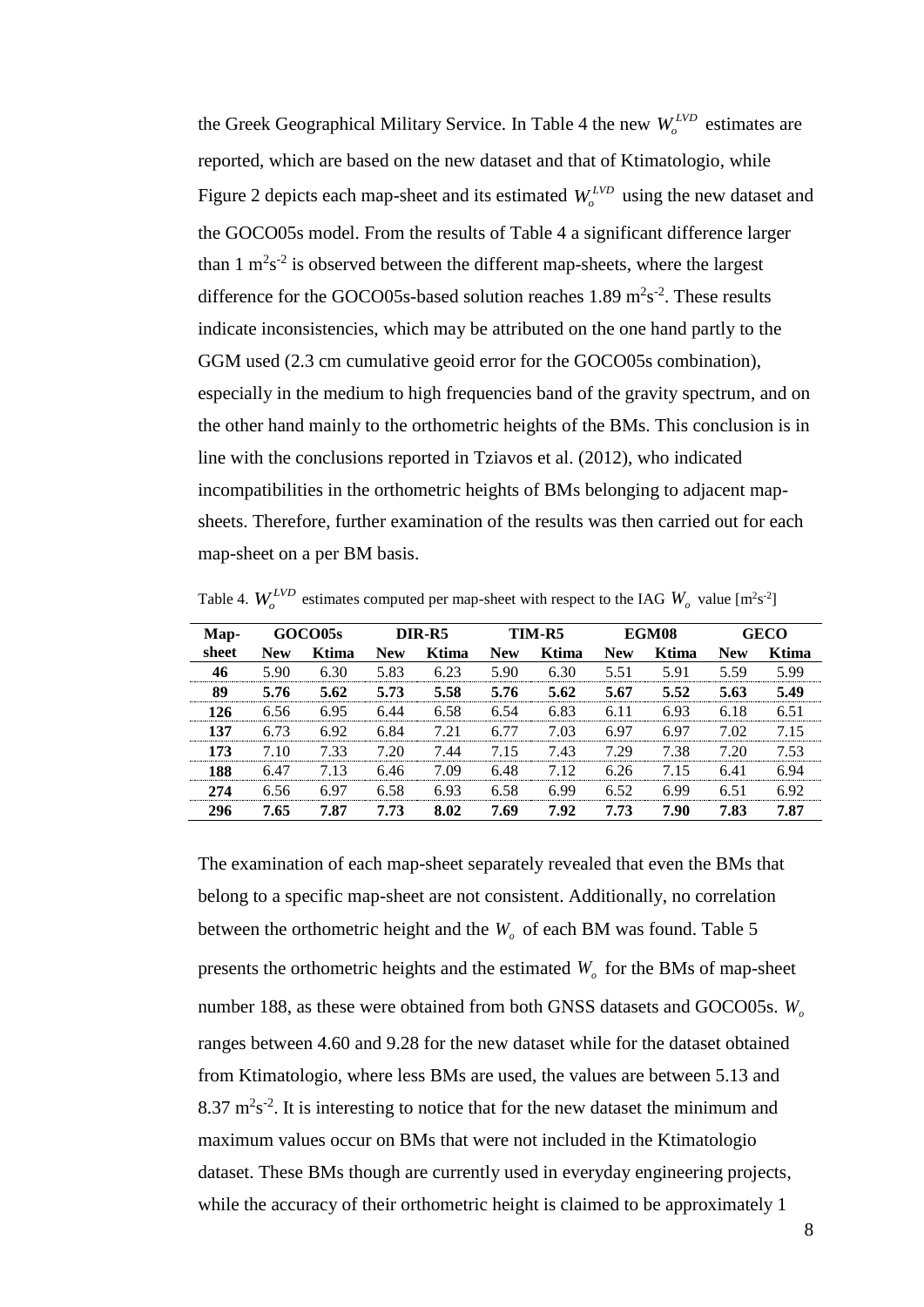the Greek Geographical Military Service. In Table 4 the new $W_o^{LVD}$ estimates are reported, which are based on the new dataset and that of Ktimatologio, while Figure 2 depicts each map-sheet and its estimated $W_o^{LVD}$ using the new dataset and the GOCO05s model. From the results of Table 4 a significant difference larger than 1 $m^2s^{-2}$ is observed between the different map-sheets, where the largest difference for the GOCO05s-based solution reaches 1.89 $m^2s^{-2}$. These results indicate inconsistencies, which may be attributed on the one hand partly to the GGM used (2.3 cm cumulative geoid error for the GOCO05s combination), especially in the medium to high frequencies band of the gravity spectrum, and on the other hand mainly to the orthometric heights of the BMs. This conclusion is in line with the conclusions reported in Tziavos et al. (2012), who indicated incompatibilities in the orthometric heights of BMs belonging to adjacent map-sheets. Therefore, further examination of the results was then carried out for each map-sheet on a per BM basis.

Table 4. $W_o^{LVD}$ estimates computed per map-sheet with respect to the IAG $W_o$ value [$m^2s^{-2}$]

| Map-sheet | GOCO05s | | DIR-R5 | | TIM-R5 | | EGM08 | | GECO | |
|---|---|---|---|---|---|---|---|---|---|---|
| | **New** | **Ktima** | **New** | **Ktima** | **New** | **Ktima** | **New** | **Ktima** | **New** | **Ktima** |
| **46** | 5.90 | 6.30 | 5.83 | 6.23 | 5.90 | 6.30 | 5.51 | 5.91 | 5.59 | 5.99 |
| **89** | **5.76** | **5.62** | **5.73** | **5.58** | **5.76** | **5.62** | **5.67** | **5.52** | **5.63** | **5.49** |
| **126** | 6.56 | 6.95 | 6.44 | 6.58 | 6.54 | 6.83 | 6.11 | 6.93 | 6.18 | 6.51 |
| **137** | 6.73 | 6.92 | 6.84 | 7.21 | 6.77 | 7.03 | 6.97 | 6.97 | 7.02 | 7.15 |
| **173** | 7.10 | 7.33 | 7.20 | 7.44 | 7.15 | 7.43 | 7.29 | 7.38 | 7.20 | 7.53 |
| **188** | 6.47 | 7.13 | 6.46 | 7.09 | 6.48 | 7.12 | 6.26 | 7.15 | 6.41 | 6.94 |
| **274** | 6.56 | 6.97 | 6.58 | 6.93 | 6.58 | 6.99 | 6.52 | 6.99 | 6.51 | 6.92 |
| **296** | **7.65** | **7.87** | **7.73** | **8.02** | **7.69** | **7.92** | **7.73** | **7.90** | **7.83** | **7.87** |

The examination of each map-sheet separately revealed that even the BMs that belong to a specific map-sheet are not consistent. Additionally, no correlation between the orthometric height and the $W_o$ of each BM was found. Table 5 presents the orthometric heights and the estimated $W_o$ for the BMs of map-sheet number 188, as these were obtained from both GNSS datasets and GOCO05s. $W_o$ ranges between 4.60 and 9.28 for the new dataset while for the dataset obtained from Ktimatologio, where less BMs are used, the values are between 5.13 and 8.37 $m^2s^{-2}$. It is interesting to notice that for the new dataset the minimum and maximum values occur on BMs that were not included in the Ktimatologio dataset. These BMs though are currently used in everyday engineering projects, while the accuracy of their orthometric height is claimed to be approximately 1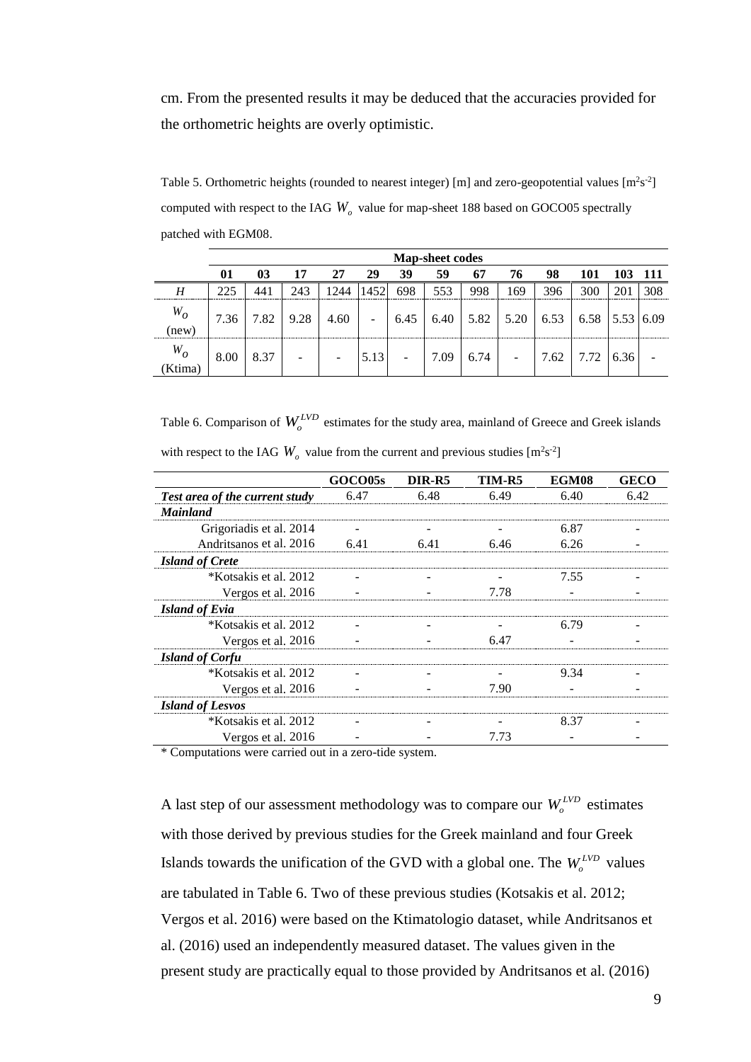cm. From the presented results it may be deduced that the accuracies provided for the orthometric heights are overly optimistic.

Table 5. Orthometric heights (rounded to nearest integer) [m] and zero-geopotential values [$m^2s^{-2}$] computed with respect to the IAG $W_o$ value for map-sheet 188 based on GOCO05 spectrally patched with EGM08.

| | Map-sheet codes | | | | | | | | | | | | |
|---|---|---|---|---|---|---|---|---|---|---|---|---|---|
| | **01** | **03** | **17** | **27** | **29** | **39** | **59** | **67** | **76** | **98** | **101** | **103** | **111** |
| $H$ | 225 | 441 | 243 | 1244 | 1452 | 698 | 553 | 998 | 169 | 396 | 300 | 201 | 308 |
| $W_O$ (new) | 7.36 | 7.82 | 9.28 | 4.60 | - | 6.45 | 6.40 | 5.82 | 5.20 | 6.53 | 6.58 | 5.53 | 6.09 |
| $W_O$ (Ktima) | 8.00 | 8.37 | - | - | 5.13 | - | 7.09 | 6.74 | - | 7.62 | 7.72 | 6.36 | - |

Table 6. Comparison of $W_o^{LVD}$ estimates for the study area, mainland of Greece and Greek islands with respect to the IAG $W_o$ value from the current and previous studies [$m^2s^{-2}$]

| | GOCO05s | DIR-R5 | TIM-R5 | EGM08 | GECO |
|---|---|---|---|---|---|
| ***Test area of the current study*** | 6.47 | 6.48 | 6.49 | 6.40 | 6.42 |
| ***Mainland*** | | | | | |
| Grigoriadis et al. 2014 | - | - | - | 6.87 | - |
| Andritsanos et al. 2016 | 6.41 | 6.41 | 6.46 | 6.26 | - |
| ***Island of Crete*** | | | | | |
| *Kotsakis et al. 2012 | - | - | - | 7.55 | - |
| Vergos et al. 2016 | - | - | 7.78 | - | - |
| ***Island of Evia*** | | | | | |
| *Kotsakis et al. 2012 | - | - | - | 6.79 | - |
| Vergos et al. 2016 | - | - | 6.47 | - | - |
| ***Island of Corfu*** | | | | | |
| *Kotsakis et al. 2012 | - | - | - | 9.34 | - |
| Vergos et al. 2016 | - | - | 7.90 | - | - |
| ***Island of Lesvos*** | | | | | |
| *Kotsakis et al. 2012 | - | - | - | 8.37 | - |
| Vergos et al. 2016 | - | - | 7.73 | - | - |

* Computations were carried out in a zero-tide system.

A last step of our assessment methodology was to compare our $W_o^{LVD}$ estimates with those derived by previous studies for the Greek mainland and four Greek Islands towards the unification of the GVD with a global one. The $W_o^{LVD}$ values are tabulated in Table 6. Two of these previous studies (Kotsakis et al. 2012; Vergos et al. 2016) were based on the Ktimatologio dataset, while Andritsanos et al. (2016) used an independently measured dataset. The values given in the present study are practically equal to those provided by Andritsanos et al. (2016)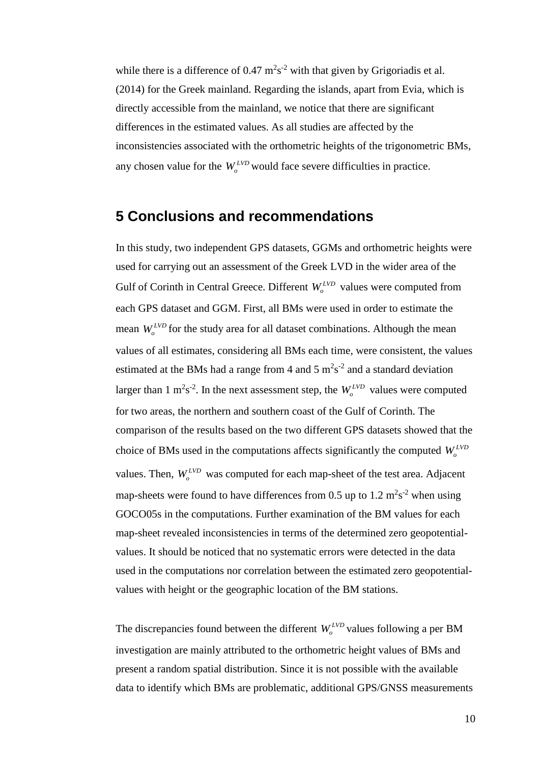while there is a difference of 0.47 $m^2s^{-2}$ with that given by Grigoriadis et al. (2014) for the Greek mainland. Regarding the islands, apart from Evia, which is directly accessible from the mainland, we notice that there are significant differences in the estimated values. As all studies are affected by the inconsistencies associated with the orthometric heights of the trigonometric BMs, any chosen value for the $W_o^{LVD}$ would face severe difficulties in practice.

## 5 Conclusions and recommendations

In this study, two independent GPS datasets, GGMs and orthometric heights were used for carrying out an assessment of the Greek LVD in the wider area of the Gulf of Corinth in Central Greece. Different $W_o^{LVD}$ values were computed from each GPS dataset and GGM. First, all BMs were used in order to estimate the mean $W_o^{LVD}$ for the study area for all dataset combinations. Although the mean values of all estimates, considering all BMs each time, were consistent, the values estimated at the BMs had a range from 4 and 5 $m^2s^{-2}$ and a standard deviation larger than 1 $m^2s^{-2}$. In the next assessment step, the $W_o^{LVD}$ values were computed for two areas, the northern and southern coast of the Gulf of Corinth. The comparison of the results based on the two different GPS datasets showed that the choice of BMs used in the computations affects significantly the computed $W_o^{LVD}$ values. Then, $W_o^{LVD}$ was computed for each map-sheet of the test area. Adjacent map-sheets were found to have differences from 0.5 up to 1.2 $m^2s^{-2}$ when using GOCO05s in the computations. Further examination of the BM values for each map-sheet revealed inconsistencies in terms of the determined zero geopotential-values. It should be noticed that no systematic errors were detected in the data used in the computations nor correlation between the estimated zero geopotential-values with height or the geographic location of the BM stations.

The discrepancies found between the different $W_o^{LVD}$ values following a per BM investigation are mainly attributed to the orthometric height values of BMs and present a random spatial distribution. Since it is not possible with the available data to identify which BMs are problematic, additional GPS/GNSS measurements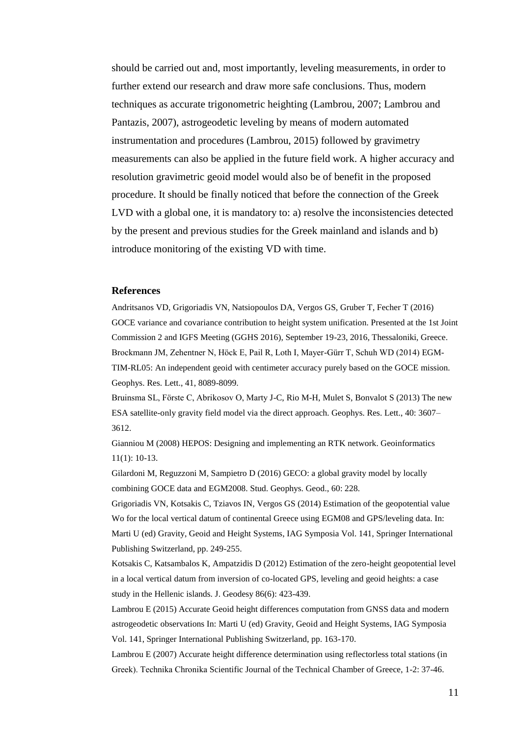should be carried out and, most importantly, leveling measurements, in order to further extend our research and draw more safe conclusions. Thus, modern techniques as accurate trigonometric heighting (Lambrou, 2007; Lambrou and Pantazis, 2007), astrogeodetic leveling by means of modern automated instrumentation and procedures (Lambrou, 2015) followed by gravimetry measurements can also be applied in the future field work. A higher accuracy and resolution gravimetric geoid model would also be of benefit in the proposed procedure. It should be finally noticed that before the connection of the Greek LVD with a global one, it is mandatory to: a) resolve the inconsistencies detected by the present and previous studies for the Greek mainland and islands and b) introduce monitoring of the existing VD with time.

## References

Andritsanos VD, Grigoriadis VN, Natsiopoulos DA, Vergos GS, Gruber T, Fecher T (2016) GOCE variance and covariance contribution to height system unification. Presented at the 1st Joint Commission 2 and IGFS Meeting (GGHS 2016), September 19-23, 2016, Thessaloniki, Greece.

Brockmann JM, Zehentner N, Höck E, Pail R, Loth I, Mayer-Gürr T, Schuh WD (2014) EGM-TIM-RL05: An independent geoid with centimeter accuracy purely based on the GOCE mission. Geophys. Res. Lett., 41, 8089-8099.

Bruinsma SL, Förste C, Abrikosov O, Marty J-C, Rio M-H, Mulet S, Bonvalot S (2013) The new ESA satellite-only gravity field model via the direct approach. Geophys. Res. Lett., 40: 3607–3612.

Gianniou M (2008) HEPOS: Designing and implementing an RTK network. Geoinformatics 11(1): 10-13.

Gilardoni M, Reguzzoni M, Sampietro D (2016) GECO: a global gravity model by locally combining GOCE data and EGM2008. Stud. Geophys. Geod., 60: 228.

Grigoriadis VN, Kotsakis C, Tziavos IN, Vergos GS (2014) Estimation of the geopotential value Wo for the local vertical datum of continental Greece using EGM08 and GPS/leveling data. In: Marti U (ed) Gravity, Geoid and Height Systems, IAG Symposia Vol. 141, Springer International Publishing Switzerland, pp. 249-255.

Kotsakis C, Katsambalos K, Ampatzidis D (2012) Estimation of the zero-height geopotential level in a local vertical datum from inversion of co-located GPS, leveling and geoid heights: a case study in the Hellenic islands. J. Geodesy 86(6): 423-439.

Lambrou E (2015) Accurate Geoid height differences computation from GNSS data and modern astrogeodetic observations In: Marti U (ed) Gravity, Geoid and Height Systems, IAG Symposia Vol. 141, Springer International Publishing Switzerland, pp. 163-170.

Lambrou E (2007) Accurate height difference determination using reflectorless total stations (in Greek). Technika Chronika Scientific Journal of the Technical Chamber of Greece, 1-2: 37-46.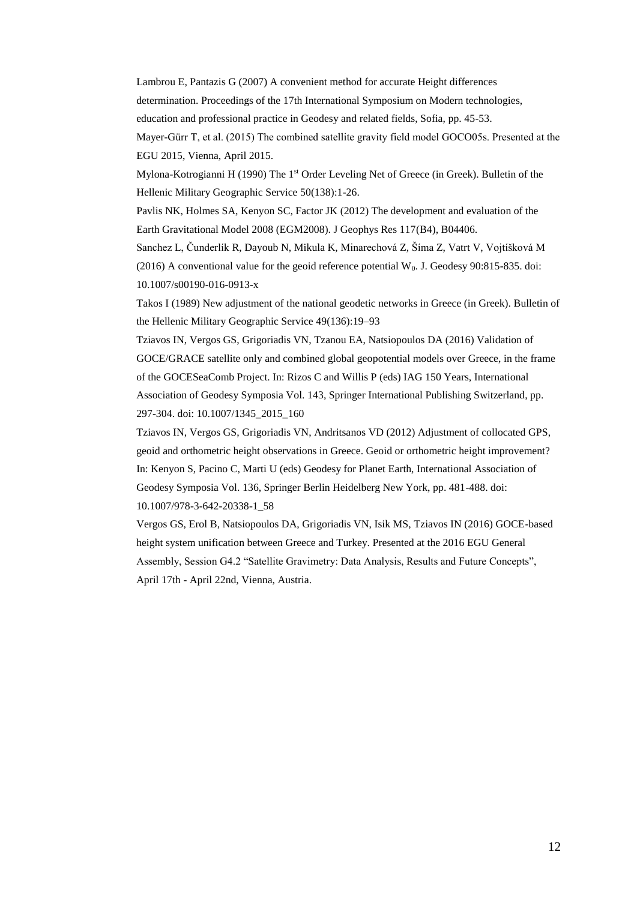Lambrou E, Pantazis G (2007) A convenient method for accurate Height differences determination. Proceedings of the 17th International Symposium on Modern technologies, education and professional practice in Geodesy and related fields, Sofia, pp. 45-53.

Mayer-Gürr T, et al. (2015) The combined satellite gravity field model GOCO05s. Presented at the EGU 2015, Vienna, April 2015.

Mylona-Kotrogianni H (1990) The 1st Order Leveling Net of Greece (in Greek). Bulletin of the Hellenic Military Geographic Service 50(138):1-26.

Pavlis NK, Holmes SA, Kenyon SC, Factor JK (2012) The development and evaluation of the Earth Gravitational Model 2008 (EGM2008). J Geophys Res 117(B4), B04406.

Sanchez L, Čunderlík R, Dayoub N, Mikula K, Minarechová Z, Šíma Z, Vatrt V, Vojtíšková M (2016) A conventional value for the geoid reference potential $W_0$. J. Geodesy 90:815-835. doi: 10.1007/s00190-016-0913-x

Takos I (1989) New adjustment of the national geodetic networks in Greece (in Greek). Bulletin of the Hellenic Military Geographic Service 49(136):19–93

Tziavos IN, Vergos GS, Grigoriadis VN, Tzanou EA, Natsiopoulos DA (2016) Validation of GOCE/GRACE satellite only and combined global geopotential models over Greece, in the frame of the GOCESeaComb Project. In: Rizos C and Willis P (eds) IAG 150 Years, International Association of Geodesy Symposia Vol. 143, Springer International Publishing Switzerland, pp. 297-304. doi: 10.1007/1345_2015_160

Tziavos IN, Vergos GS, Grigoriadis VN, Andritsanos VD (2012) Adjustment of collocated GPS, geoid and orthometric height observations in Greece. Geoid or orthometric height improvement? In: Kenyon S, Pacino C, Marti U (eds) Geodesy for Planet Earth, International Association of Geodesy Symposia Vol. 136, Springer Berlin Heidelberg New York, pp. 481-488. doi: 10.1007/978-3-642-20338-1_58

Vergos GS, Erol B, Natsiopoulos DA, Grigoriadis VN, Isik MS, Tziavos IN (2016) GOCE-based height system unification between Greece and Turkey. Presented at the 2016 EGU General Assembly, Session G4.2 "Satellite Gravimetry: Data Analysis, Results and Future Concepts", April 17th - April 22nd, Vienna, Austria.